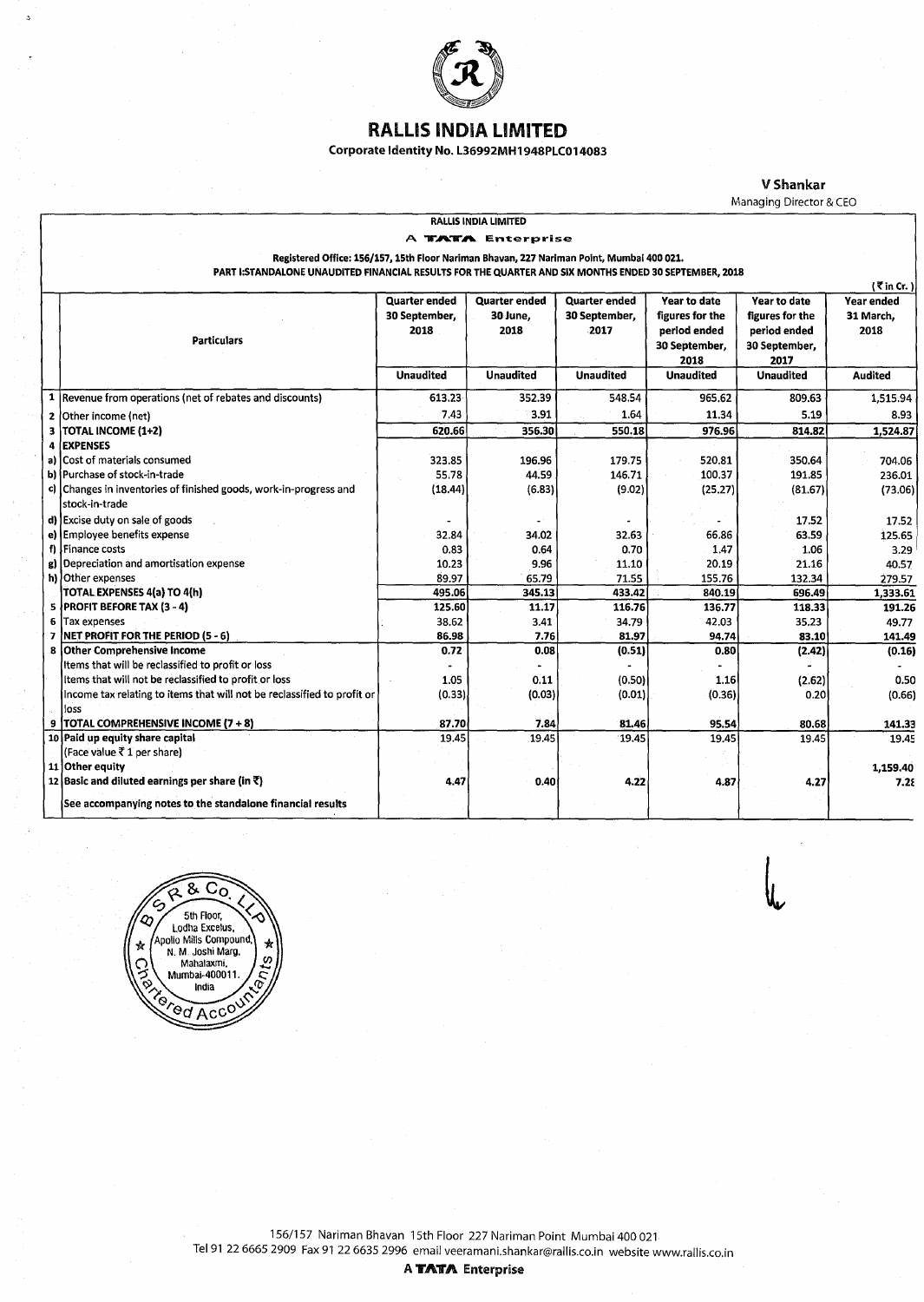# RALLIS INDIA LIMITED

**Corporate Identity No. L36992MH1948PLC014083**

**V Shankar**
Managing Director & CEO

**RALLIS INDIA LIMITED**

**A TATA Enterprise**

**Registered Office: 156/157, 15th Floor Nariman Bhavan, 227 Nariman Point, Mumbai 400 021.**

**PART I:STANDALONE UNAUDITED FINANCIAL RESULTS FOR THE QUARTER AND SIX MONTHS ENDED 30 SEPTEMBER, 2018**

(₹ in Cr.)

| | Particulars | Quarter ended 30 September, 2018 | Quarter ended 30 June, 2018 | Quarter ended 30 September, 2017 | Year to date figures for the period ended 30 September, 2018 | Year to date figures for the period ended 30 September, 2017 | Year ended 31 March, 2018 |
|---|---|---|---|---|---|---|---|
| | | Unaudited | Unaudited | Unaudited | Unaudited | Unaudited | Audited |
| 1 | Revenue from operations (net of rebates and discounts) | 613.23 | 352.39 | 548.54 | 965.62 | 809.63 | 1,515.94 |
| 2 | Other income (net) | 7.43 | 3.91 | 1.64 | 11.34 | 5.19 | 8.93 |
| 3 | **TOTAL INCOME (1+2)** | 620.66 | 356.30 | 550.18 | 976.96 | 814.82 | 1,524.87 |
| 4 | **EXPENSES** | | | | | | |
| a) | Cost of materials consumed | 323.85 | 196.96 | 179.75 | 520.81 | 350.64 | 704.06 |
| b) | Purchase of stock-in-trade | 55.78 | 44.59 | 146.71 | 100.37 | 191.85 | 236.01 |
| c) | Changes in inventories of finished goods, work-in-progress and stock-in-trade | (18.44) | (6.83) | (9.02) | (25.27) | (81.67) | (73.06) |
| d) | Excise duty on sale of goods | - | - | - | - | 17.52 | 17.52 |
| e) | Employee benefits expense | 32.84 | 34.02 | 32.63 | 66.86 | 63.59 | 125.65 |
| f) | Finance costs | 0.83 | 0.64 | 0.70 | 1.47 | 1.06 | 3.29 |
| g) | Depreciation and amortisation expense | 10.23 | 9.96 | 11.10 | 20.19 | 21.16 | 40.57 |
| h) | Other expenses | 89.97 | 65.79 | 71.55 | 155.76 | 132.34 | 279.57 |
| | **TOTAL EXPENSES 4(a) TO 4(h)** | 495.06 | 345.13 | 433.42 | 840.19 | 696.49 | 1,333.61 |
| 5 | **PROFIT BEFORE TAX (3 - 4)** | 125.60 | 11.17 | 116.76 | 136.77 | 118.33 | 191.26 |
| 6 | Tax expenses | 38.62 | 3.41 | 34.79 | 42.03 | 35.23 | 49.77 |
| 7 | **NET PROFIT FOR THE PERIOD (5 - 6)** | 86.98 | 7.76 | 81.97 | 94.74 | 83.10 | 141.49 |
| 8 | **Other Comprehensive Income** | 0.72 | 0.08 | (0.51) | 0.80 | (2.42) | (0.16) |
| | Items that will be reclassified to profit or loss | - | - | - | - | - | - |
| | Items that will not be reclassified to profit or loss | 1.05 | 0.11 | (0.50) | 1.16 | (2.62) | 0.50 |
| | Income tax relating to items that will not be reclassified to profit or loss | (0.33) | (0.03) | (0.01) | (0.36) | 0.20 | (0.66) |
| 9 | **TOTAL COMPREHENSIVE INCOME (7 + 8)** | 87.70 | 7.84 | 81.46 | 95.54 | 80.68 | 141.33 |
| 10 | **Paid up equity share capital** (Face value ₹ 1 per share) | 19.45 | 19.45 | 19.45 | 19.45 | 19.45 | 19.45 |
| 11 | **Other equity** | | | | | | 1,159.40 |
| 12 | **Basic and diluted earnings per share (in ₹)** | 4.47 | 0.40 | 4.22 | 4.87 | 4.27 | 7.28 |
| | **See accompanying notes to the standalone financial results** | | | | | | |

156/157 Nariman Bhavan 15th Floor 227 Nariman Point Mumbai 400 021
Tel 91 22 6665 2909 Fax 91 22 6635 2996 email veeramani.shankar@rallis.co.in website www.rallis.co.in

**A TATA Enterprise**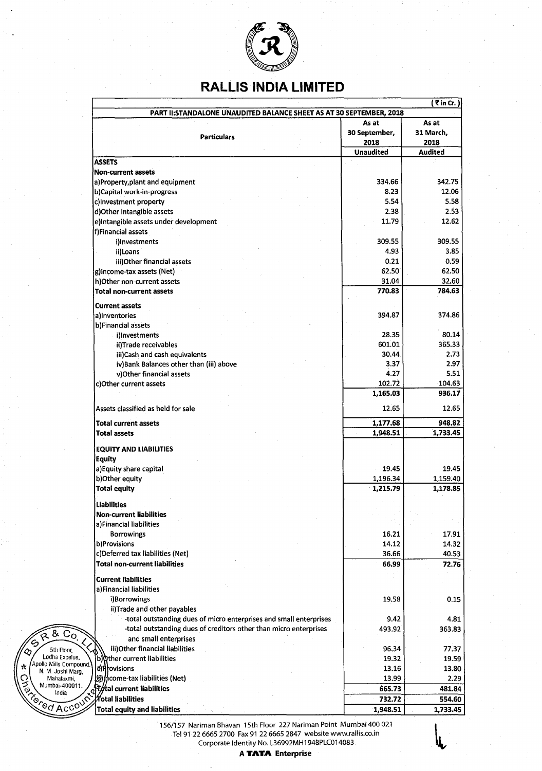# RALLIS INDIA LIMITED

(₹ in Cr.)

**PART II:STANDALONE UNAUDITED BALANCE SHEET AS AT 30 SEPTEMBER, 2018**

| Particulars | As at 30 September, 2018 | As at 31 March, 2018 |
|---|---|---|
| | Unaudited | Audited |
| **ASSETS** | | |
| **Non-current assets** | | |
| a)Property,plant and equipment | 334.66 | 342.75 |
| b)Capital work-in-progress | 8.23 | 12.06 |
| c)Investment property | 5.54 | 5.58 |
| d)Other Intangible assets | 2.38 | 2.53 |
| e)Intangible assets under development | 11.79 | 12.62 |
| f)Financial assets | | |
| i)Investments | 309.55 | 309.55 |
| ii)Loans | 4.93 | 3.85 |
| iii)Other financial assets | 0.21 | 0.59 |
| g)Income-tax assets (Net) | 62.50 | 62.50 |
| h)Other non-current assets | 31.04 | 32.60 |
| **Total non-current assets** | **770.83** | **784.63** |
| **Current assets** | | |
| a)Inventories | 394.87 | 374.86 |
| b)Financial assets | | |
| i)Investments | 28.35 | 80.14 |
| ii)Trade receivables | 601.01 | 365.33 |
| iii)Cash and cash equivalents | 30.44 | 2.73 |
| iv)Bank Balances other than (iii) above | 3.37 | 2.97 |
| v)Other financial assets | 4.27 | 5.51 |
| c)Other current assets | 102.72 | 104.63 |
| | **1,165.03** | **936.17** |
| Assets classified as held for sale | 12.65 | 12.65 |
| **Total current assets** | **1,177.68** | **948.82** |
| **Total assets** | **1,948.51** | **1,733.45** |
| **EQUITY AND LIABILITIES** | | |
| **Equity** | | |
| a)Equity share capital | 19.45 | 19.45 |
| b)Other equity | 1,196.34 | 1,159.40 |
| **Total equity** | **1,215.79** | **1,178.85** |
| **Liabilities** | | |
| **Non-current liabilities** | | |
| a)Financial liabilities | | |
| Borrowings | 16.21 | 17.91 |
| b)Provisions | 14.12 | 14.32 |
| c)Deferred tax liabilities (Net) | 36.66 | 40.53 |
| **Total non-current liabilities** | **66.99** | **72.76** |
| **Current liabilities** | | |
| a)Financial liabilities | | |
| i)Borrowings | 19.58 | 0.15 |
| ii)Trade and other payables | | |
| -total outstanding dues of micro enterprises and small enterprises | 9.42 | 4.81 |
| -total outstanding dues of creditors other than micro enterprises and small enterprises | 493.92 | 363.83 |
| iii)Other financial liabilities | 96.34 | 77.37 |
| b)Other current liabilities | 19.32 | 19.59 |
| c)Provisions | 13.16 | 13.80 |
| d)Income-tax liabilities (Net) | 13.99 | 2.29 |
| **Total current liabilities** | **665.73** | **481.84** |
| **Total liabilities** | **732.72** | **554.60** |
| **Total equity and liabilities** | **1,948.51** | **1,733.45** |

156/157 Nariman Bhavan 15th Floor 227 Nariman Point Mumbai 400 021
Tel 91 22 6665 2700 Fax 91 22 6665 2847 website www.rallis.co.in
Corporate Identity No. L36992MH1948PLC014083

**A TATA Enterprise**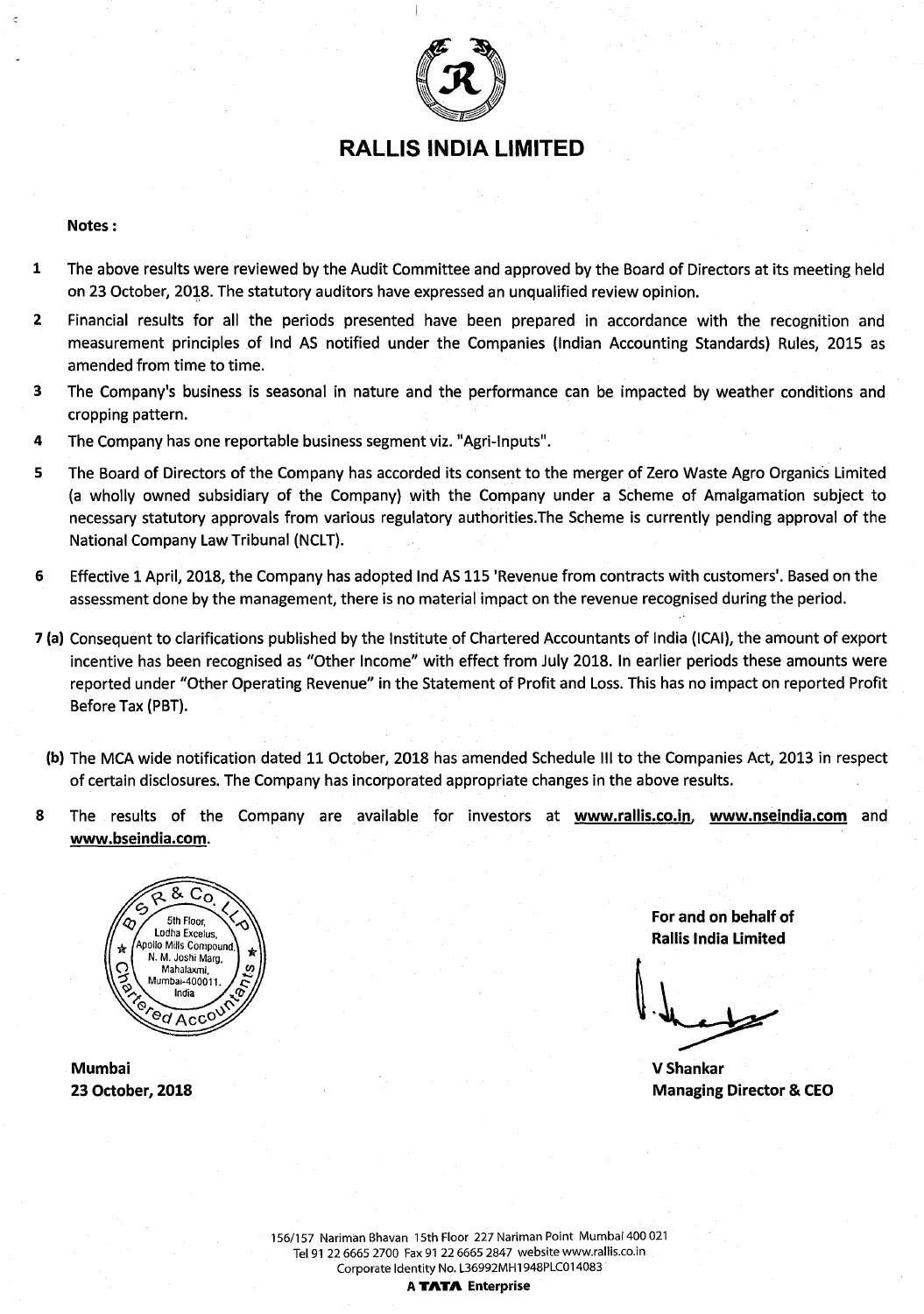# RALLIS INDIA LIMITED

**Notes :**

1 The above results were reviewed by the Audit Committee and approved by the Board of Directors at its meeting held on 23 October, 2018. The statutory auditors have expressed an unqualified review opinion.

2 Financial results for all the periods presented have been prepared in accordance with the recognition and measurement principles of Ind AS notified under the Companies (Indian Accounting Standards) Rules, 2015 as amended from time to time.

3 The Company's business is seasonal in nature and the performance can be impacted by weather conditions and cropping pattern.

4 The Company has one reportable business segment viz. "Agri-Inputs".

5 The Board of Directors of the Company has accorded its consent to the merger of Zero Waste Agro Organics Limited (a wholly owned subsidiary of the Company) with the Company under a Scheme of Amalgamation subject to necessary statutory approvals from various regulatory authorities.The Scheme is currently pending approval of the National Company Law Tribunal (NCLT).

6 Effective 1 April, 2018, the Company has adopted Ind AS 115 'Revenue from contracts with customers'. Based on the assessment done by the management, there is no material impact on the revenue recognised during the period.

7 (a) Consequent to clarifications published by the Institute of Chartered Accountants of India (ICAI), the amount of export incentive has been recognised as "Other Income" with effect from July 2018. In earlier periods these amounts were reported under "Other Operating Revenue" in the Statement of Profit and Loss. This has no impact on reported Profit Before Tax (PBT).

(b) The MCA wide notification dated 11 October, 2018 has amended Schedule III to the Companies Act, 2013 in respect of certain disclosures. The Company has incorporated appropriate changes in the above results.

8 The results of the Company are available for investors at **www.rallis.co.in**, **www.nseindia.com** and **www.bseindia.com**.

S R & Co. LLP
5th Floor, Lodha Excelus, Apollo Mills Compound, N. M. Joshi Marg, Mahalaxmi, Mumbai-400011. India
Chartered Accountants

**Mumbai**
**23 October, 2018**

**For and on behalf of**
**Rallis India Limited**

**V Shankar**
**Managing Director & CEO**

156/157 Nariman Bhavan 15th Floor 227 Nariman Point Mumbai 400 021
Tel 91 22 6665 2700 Fax 91 22 6665 2847 website www.rallis.co.in
Corporate Identity No. L36992MH1948PLC014083
**A TATA Enterprise**